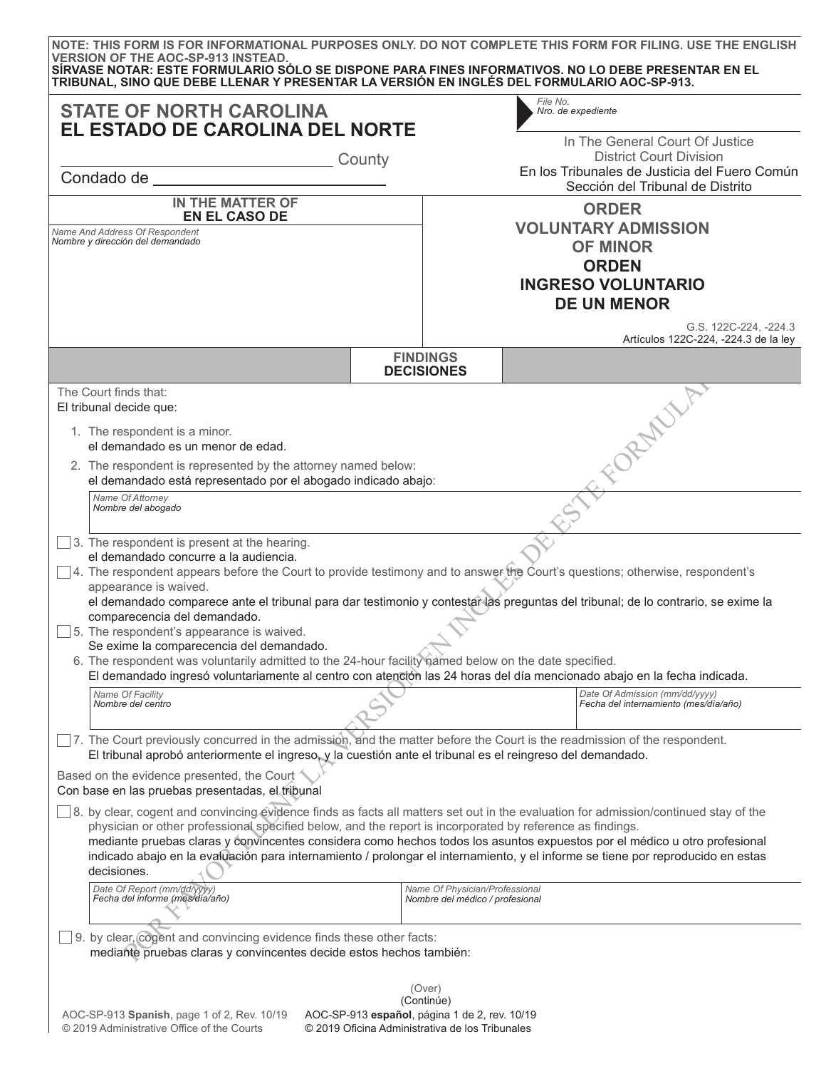**NOTE: THIS FORM IS FOR INFORMATIONAL PURPOSES ONLY. DO NOT COMPLETE THIS FORM FOR FILING. USE THE ENGLISH VERSION OF THE AOC-SP-913 INSTEAD.**
**SÍRVASE NOTAR: ESTE FORMULARIO SÓLO SE DISPONE PARA FINES INFORMATIVOS. NO LO DEBE PRESENTAR EN EL TRIBUNAL, SINO QUE DEBE LLENAR Y PRESENTAR LA VERSIÓN EN INGLÉS DEL FORMULARIO AOC-SP-913.**

# STATE OF NORTH CAROLINA
# EL ESTADO DE CAROLINA DEL NORTE

_______________ County
Condado de _______________

*File No.*
*Nro. de expediente*

In The General Court Of Justice
District Court Division
En los Tribunales de Justicia del Fuero Común
Sección del Tribunal de Distrito

**IN THE MATTER OF**
**EN EL CASO DE**

*Name And Address Of Respondent*
*Nombre y dirección del demandado*

## ORDER VOLUNTARY ADMISSION OF MINOR
## ORDEN INGRESO VOLUNTARIO DE UN MENOR

G.S. 122C-224, -224.3
Artículos 122C-224, -224.3 de la ley

## FINDINGS
## DECISIONES

The Court finds that:
El tribunal decide que:

1. The respondent is a minor.
   el demandado es un menor de edad.
2. The respondent is represented by the attorney named below:
   el demandado está representado por el abogado indicado abajo:

   *Name Of Attorney*
   *Nombre del abogado*

☐ 3. The respondent is present at the hearing.
   el demandado concurre a la audiencia.

☐ 4. The respondent appears before the Court to provide testimony and to answer the Court's questions; otherwise, respondent's appearance is waived.
   el demandado comparece ante el tribunal para dar testimonio y contestar las preguntas del tribunal; de lo contrario, se exime la comparecencia del demandado.

☐ 5. The respondent's appearance is waived.
   Se exime la comparecencia del demandado.

6. The respondent was voluntarily admitted to the 24-hour facility named below on the date specified.
   El demandado ingresó voluntariamente al centro con atención las 24 horas del día mencionado abajo en la fecha indicada.

| *Name Of Facility* / *Nombre del centro* | *Date Of Admission (mm/dd/yyyy)* / *Fecha del internamiento (mes/día/año)* |
|---|---|
| | |

☐ 7. The Court previously concurred in the admission, and the matter before the Court is the readmission of the respondent.
   El tribunal aprobó anteriormente el ingreso, y la cuestión ante el tribunal es el reingreso del demandado.

Based on the evidence presented, the Court
Con base en las pruebas presentadas, el tribunal

☐ 8. by clear, cogent and convincing evidence finds as facts all matters set out in the evaluation for admission/continued stay of the physician or other professional specified below, and the report is incorporated by reference as findings.
   mediante pruebas claras y convincentes considera como hechos todos los asuntos expuestos por el médico u otro profesional indicado abajo en la evaluación para internamiento / prolongar el internamiento, y el informe se tiene por reproducido en estas decisiones.

| *Date Of Report (mm/dd/yyyy)* / *Fecha del informe (mes/día/año)* | *Name Of Physician/Professional* / *Nombre del médico / profesional* |
|---|---|
| | |

☐ 9. by clear, cogent and convincing evidence finds these other facts:
   mediante pruebas claras y convincentes decide estos hechos también:

(Over)
(Continúe)

AOC-SP-913 **Spanish**, page 1 of 2, Rev. 10/19
© 2019 Administrative Office of the Courts
AOC-SP-913 **español**, página 1 de 2, rev. 10/19
© 2019 Oficina Administrativa de los Tribunales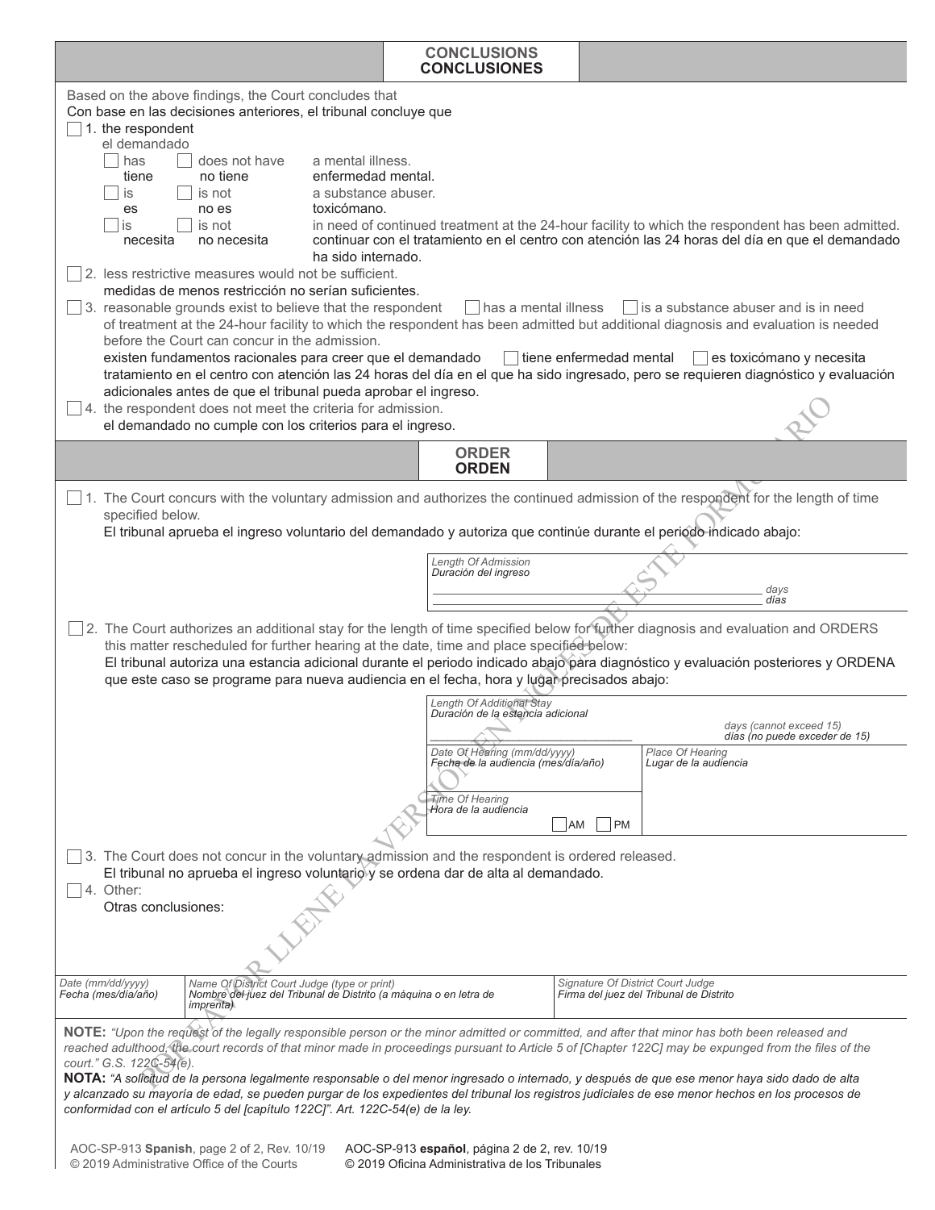## CONCLUSIONS
## CONCLUSIONES

Based on the above findings, the Court concludes that
Con base en las decisiones anteriores, el tribunal concluye que

☐ 1. the respondent
el demandado

| | | |
|---|---|---|
| ☐ has / tiene | ☐ does not have / no tiene | a mental illness. / enfermedad mental. |
| ☐ is / es | ☐ is not / no es | a substance abuser. / toxicómano. |
| ☐ is / necesita | ☐ is not / no necesita | in need of continued treatment at the 24-hour facility to which the respondent has been admitted. / continuar con el tratamiento en el centro con atención las 24 horas del día en que el demandado ha sido internado. |

☐ 2. less restrictive measures would not be sufficient.
medidas de menos restricción no serían suficientes.

☐ 3. reasonable grounds exist to believe that the respondent ☐ has a mental illness ☐ is a substance abuser and is in need of treatment at the 24-hour facility to which the respondent has been admitted but additional diagnosis and evaluation is needed before the Court can concur in the admission.
existen fundamentos racionales para creer que el demandado ☐ tiene enfermedad mental ☐ es toxicómano y necesita tratamiento en el centro con atención las 24 horas del día en el que ha sido ingresado, pero se requieren diagnóstico y evaluación adicionales antes de que el tribunal pueda aprobar el ingreso.

☐ 4. the respondent does not meet the criteria for admission.
el demandado no cumple con los criterios para el ingreso.

## ORDER
## ORDEN

☐ 1. The Court concurs with the voluntary admission and authorizes the continued admission of the respondent for the length of time specified below.
El tribunal aprueba el ingreso voluntario del demandado y autoriza que continúe durante el periodo indicado abajo:

*Length Of Admission*
*Duración del ingreso*
_______________ *days*
*días*

☐ 2. The Court authorizes an additional stay for the length of time specified below for further diagnosis and evaluation and ORDERS this matter rescheduled for further hearing at the date, time and place specified below:
El tribunal autoriza una estancia adicional durante el periodo indicado abajo para diagnóstico y evaluación posteriores y ORDENA que este caso se programe para nueva audiencia en el fecha, hora y lugar precisados abajo:

| | |
|---|---|
| *Length Of Additional Stay* / *Duración de la estancia adicional* _______________ *days (cannot exceed 15)* / *días (no puede exceder de 15)* | |
| *Date Of Hearing (mm/dd/yyyy)* / *Fecha de la audiencia (mes/día/año)* | *Place Of Hearing* / *Lugar de la audiencia* |
| *Time Of Hearing* / *Hora de la audiencia* ☐ AM ☐ PM | |

☐ 3. The Court does not concur in the voluntary admission and the respondent is ordered released.
El tribunal no aprueba el ingreso voluntario y se ordena dar de alta al demandado.

☐ 4. Other:
Otras conclusiones:

| *Date (mm/dd/yyyy)* / *Fecha (mes/día/año)* | *Name Of District Court Judge (type or print)* / *Nombre del juez del Tribunal de Distrito (a máquina o en letra de imprenta)* | *Signature Of District Court Judge* / *Firma del juez del Tribunal de Distrito* |
|---|---|---|
| | | |

**NOTE:** *"Upon the request of the legally responsible person or the minor admitted or committed, and after that minor has both been released and reached adulthood, the court records of that minor made in proceedings pursuant to Article 5 of [Chapter 122C] may be expunged from the files of the court." G.S. 122C-54(e).*

**NOTA:** *"A solicitud de la persona legalmente responsable o del menor ingresado o internado, y después de que ese menor haya sido dado de alta y alcanzado su mayoría de edad, se pueden purgar de los expedientes del tribunal los registros judiciales de ese menor hechos en los procesos de conformidad con el artículo 5 del [capítulo 122C]". Art. 122C-54(e) de la ley.*

AOC-SP-913 **Spanish**, page 2 of 2, Rev. 10/19
© 2019 Administrative Office of the Courts

AOC-SP-913 **español**, página 2 de 2, rev. 10/19
© 2019 Oficina Administrativa de los Tribunales

POR FAVOR LLENE LA VERSIÓN EN INGLÉS DE ESTE FORMULARIO